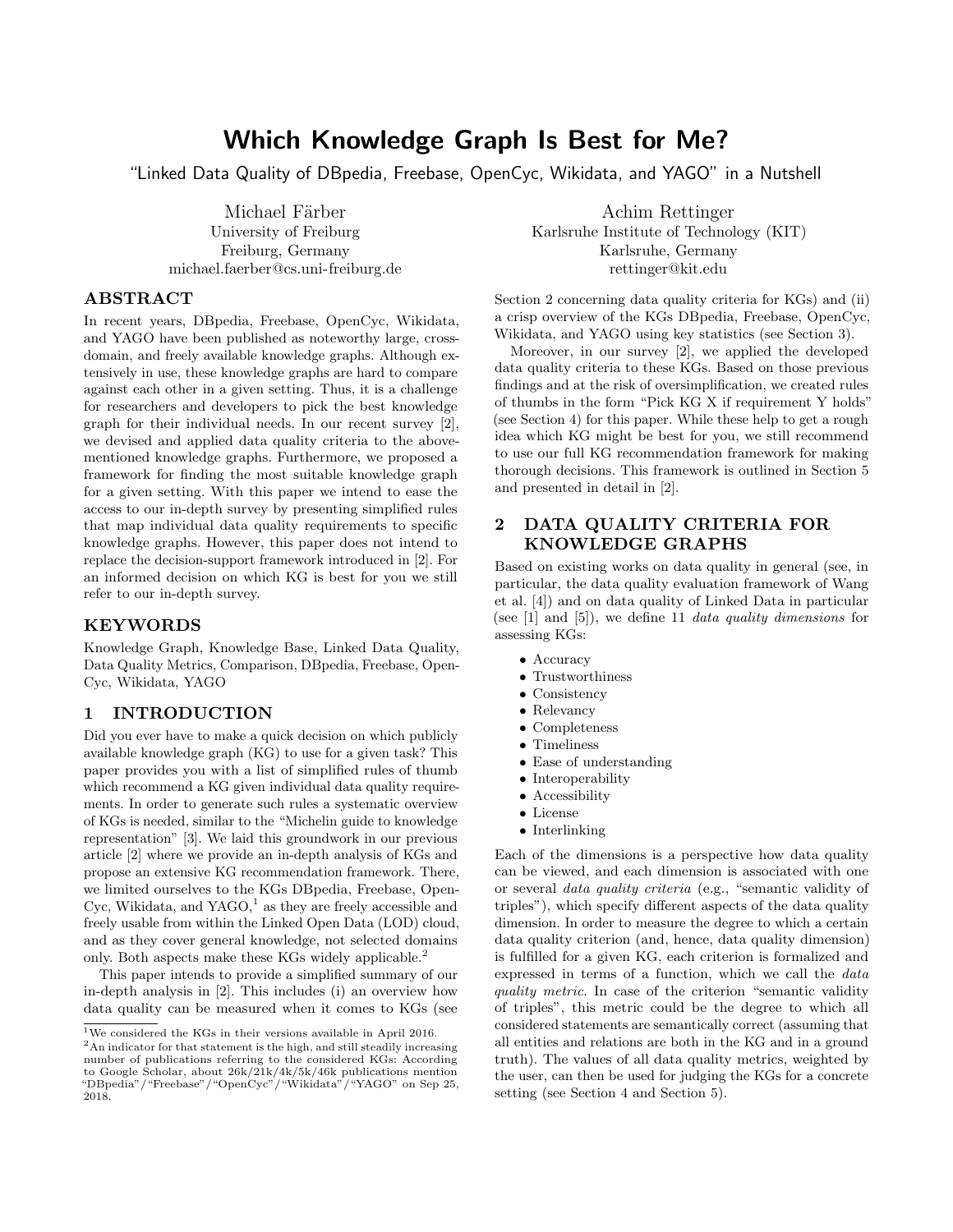# Which Knowledge Graph Is Best for Me?

"Linked Data Quality of DBpedia, Freebase, OpenCyc, Wikidata, and YAGO" in a Nutshell

Michael Färber
University of Freiburg
Freiburg, Germany
michael.faerber@cs.uni-freiburg.de

Achim Rettinger
Karlsruhe Institute of Technology (KIT)
Karlsruhe, Germany
rettinger@kit.edu

## ABSTRACT

In recent years, DBpedia, Freebase, OpenCyc, Wikidata, and YAGO have been published as noteworthy large, cross-domain, and freely available knowledge graphs. Although extensively in use, these knowledge graphs are hard to compare against each other in a given setting. Thus, it is a challenge for researchers and developers to pick the best knowledge graph for their individual needs. In our recent survey [2], we devised and applied data quality criteria to the above-mentioned knowledge graphs. Furthermore, we proposed a framework for finding the most suitable knowledge graph for a given setting. With this paper we intend to ease the access to our in-depth survey by presenting simplified rules that map individual data quality requirements to specific knowledge graphs. However, this paper does not intend to replace the decision-support framework introduced in [2]. For an informed decision on which KG is best for you we still refer to our in-depth survey.

## KEYWORDS

Knowledge Graph, Knowledge Base, Linked Data Quality, Data Quality Metrics, Comparison, DBpedia, Freebase, OpenCyc, Wikidata, YAGO

## 1 INTRODUCTION

Did you ever have to make a quick decision on which publicly available knowledge graph (KG) to use for a given task? This paper provides you with a list of simplified rules of thumb which recommend a KG given individual data quality requirements. In order to generate such rules a systematic overview of KGs is needed, similar to the "Michelin guide to knowledge representation" [3]. We laid this groundwork in our previous article [2] where we provide an in-depth analysis of KGs and propose an extensive KG recommendation framework. There, we limited ourselves to the KGs DBpedia, Freebase, OpenCyc, Wikidata, and YAGO,[1] as they are freely accessible and freely usable from within the Linked Open Data (LOD) cloud, and as they cover general knowledge, not selected domains only. Both aspects make these KGs widely applicable.[2]

This paper intends to provide a simplified summary of our in-depth analysis in [2]. This includes (i) an overview how data quality can be measured when it comes to KGs (see Section 2 concerning data quality criteria for KGs) and (ii) a crisp overview of the KGs DBpedia, Freebase, OpenCyc, Wikidata, and YAGO using key statistics (see Section 3).

Moreover, in our survey [2], we applied the developed data quality criteria to these KGs. Based on those previous findings and at the risk of oversimplification, we created rules of thumbs in the form "Pick KG X if requirement Y holds" (see Section 4) for this paper. While these help to get a rough idea which KG might be best for you, we still recommend to use our full KG recommendation framework for making thorough decisions. This framework is outlined in Section 5 and presented in detail in [2].

## 2 DATA QUALITY CRITERIA FOR KNOWLEDGE GRAPHS

Based on existing works on data quality in general (see, in particular, the data quality evaluation framework of Wang et al. [4]) and on data quality of Linked Data in particular (see [1] and [5]), we define 11 *data quality dimensions* for assessing KGs:

- Accuracy
- Trustworthiness
- Consistency
- Relevancy
- Completeness
- Timeliness
- Ease of understanding
- Interoperability
- Accessibility
- License
- Interlinking

Each of the dimensions is a perspective how data quality can be viewed, and each dimension is associated with one or several *data quality criteria* (e.g., "semantic validity of triples"), which specify different aspects of the data quality dimension. In order to measure the degree to which a certain data quality criterion (and, hence, data quality dimension) is fulfilled for a given KG, each criterion is formalized and expressed in terms of a function, which we call the *data quality metric*. In case of the criterion "semantic validity of triples", this metric could be the degree to which all considered statements are semantically correct (assuming that all entities and relations are both in the KG and in a ground truth). The values of all data quality metrics, weighted by the user, can then be used for judging the KGs for a concrete setting (see Section 4 and Section 5).

[1] We considered the KGs in their versions available in April 2016.
[2] An indicator for that statement is the high, and still steadily increasing number of publications referring to the considered KGs: According to Google Scholar, about 26k/21k/4k/5k/46k publications mention "DBpedia"/"Freebase"/"OpenCyc"/"Wikidata"/"YAGO" on Sep 25, 2018.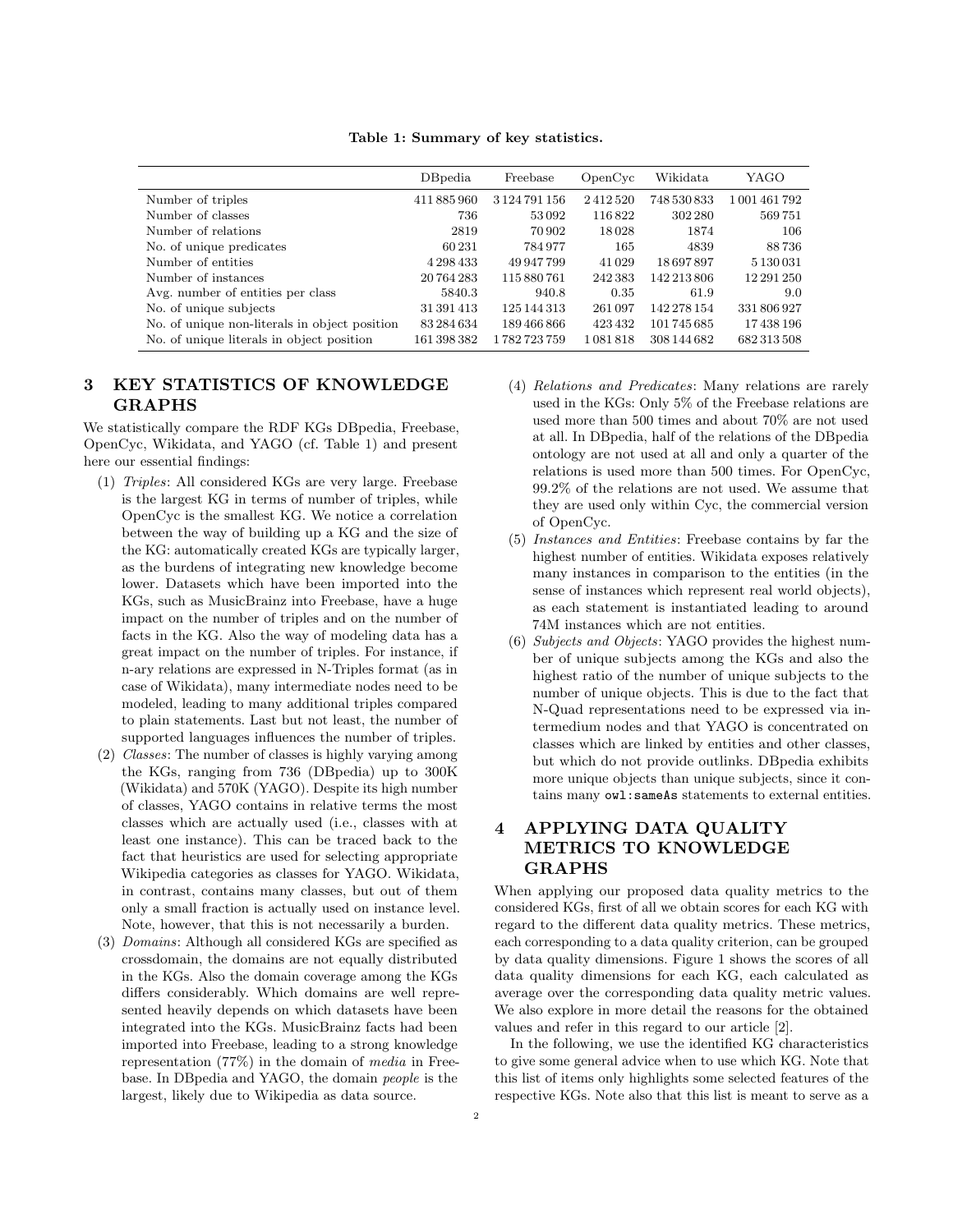Table 1: Summary of key statistics.

| | DBpedia | Freebase | OpenCyc | Wikidata | YAGO |
|---|---|---|---|---|---|
| Number of triples | 411 885 960 | 3 124 791 156 | 2 412 520 | 748 530 833 | 1 001 461 792 |
| Number of classes | 736 | 53 092 | 116 822 | 302 280 | 569 751 |
| Number of relations | 2819 | 70 902 | 18 028 | 1874 | 106 |
| No. of unique predicates | 60 231 | 784 977 | 165 | 4839 | 88 736 |
| Number of entities | 4 298 433 | 49 947 799 | 41 029 | 18 697 897 | 5 130 031 |
| Number of instances | 20 764 283 | 115 880 761 | 242 383 | 142 213 806 | 12 291 250 |
| Avg. number of entities per class | 5840.3 | 940.8 | 0.35 | 61.9 | 9.0 |
| No. of unique subjects | 31 391 413 | 125 144 313 | 261 097 | 142 278 154 | 331 806 927 |
| No. of unique non-literals in object position | 83 284 634 | 189 466 866 | 423 432 | 101 745 685 | 17 438 196 |
| No. of unique literals in object position | 161 398 382 | 1 782 723 759 | 1 081 818 | 308 144 682 | 682 313 508 |

## 3 KEY STATISTICS OF KNOWLEDGE GRAPHS

We statistically compare the RDF KGs DBpedia, Freebase, OpenCyc, Wikidata, and YAGO (cf. Table 1) and present here our essential findings:

(1) *Triples*: All considered KGs are very large. Freebase is the largest KG in terms of number of triples, while OpenCyc is the smallest KG. We notice a correlation between the way of building up a KG and the size of the KG: automatically created KGs are typically larger, as the burdens of integrating new knowledge become lower. Datasets which have been imported into the KGs, such as MusicBrainz into Freebase, have a huge impact on the number of triples and on the number of facts in the KG. Also the way of modeling data has a great impact on the number of triples. For instance, if n-ary relations are expressed in N-Triples format (as in case of Wikidata), many intermediate nodes need to be modeled, leading to many additional triples compared to plain statements. Last but not least, the number of supported languages influences the number of triples.

(2) *Classes*: The number of classes is highly varying among the KGs, ranging from 736 (DBpedia) up to 300K (Wikidata) and 570K (YAGO). Despite its high number of classes, YAGO contains in relative terms the most classes which are actually used (i.e., classes with at least one instance). This can be traced back to the fact that heuristics are used for selecting appropriate Wikipedia categories as classes for YAGO. Wikidata, in contrast, contains many classes, but out of them only a small fraction is actually used on instance level. Note, however, that this is not necessarily a burden.

(3) *Domains*: Although all considered KGs are specified as crossdomain, the domains are not equally distributed in the KGs. Also the domain coverage among the KGs differs considerably. Which domains are well represented heavily depends on which datasets have been integrated into the KGs. MusicBrainz facts had been imported into Freebase, leading to a strong knowledge representation (77%) in the domain of *media* in Freebase. In DBpedia and YAGO, the domain *people* is the largest, likely due to Wikipedia as data source.

(4) *Relations and Predicates*: Many relations are rarely used in the KGs: Only 5% of the Freebase relations are used more than 500 times and about 70% are not used at all. In DBpedia, half of the relations of the DBpedia ontology are not used at all and only a quarter of the relations is used more than 500 times. For OpenCyc, 99.2% of the relations are not used. We assume that they are used only within Cyc, the commercial version of OpenCyc.

(5) *Instances and Entities*: Freebase contains by far the highest number of entities. Wikidata exposes relatively many instances in comparison to the entities (in the sense of instances which represent real world objects), as each statement is instantiated leading to around 74M instances which are not entities.

(6) *Subjects and Objects*: YAGO provides the highest number of unique subjects among the KGs and also the highest ratio of the number of unique subjects to the number of unique objects. This is due to the fact that N-Quad representations need to be expressed via intermedium nodes and that YAGO is concentrated on classes which are linked by entities and other classes, but which do not provide outlinks. DBpedia exhibits more unique objects than unique subjects, since it contains many `owl:sameAs` statements to external entities.

## 4 APPLYING DATA QUALITY METRICS TO KNOWLEDGE GRAPHS

When applying our proposed data quality metrics to the considered KGs, first of all we obtain scores for each KG with regard to the different data quality metrics. These metrics, each corresponding to a data quality criterion, can be grouped by data quality dimensions. Figure 1 shows the scores of all data quality dimensions for each KG, each calculated as average over the corresponding data quality metric values. We also explore in more detail the reasons for the obtained values and refer in this regard to our article [2].

In the following, we use the identified KG characteristics to give some general advice when to use which KG. Note that this list of items only highlights some selected features of the respective KGs. Note also that this list is meant to serve as a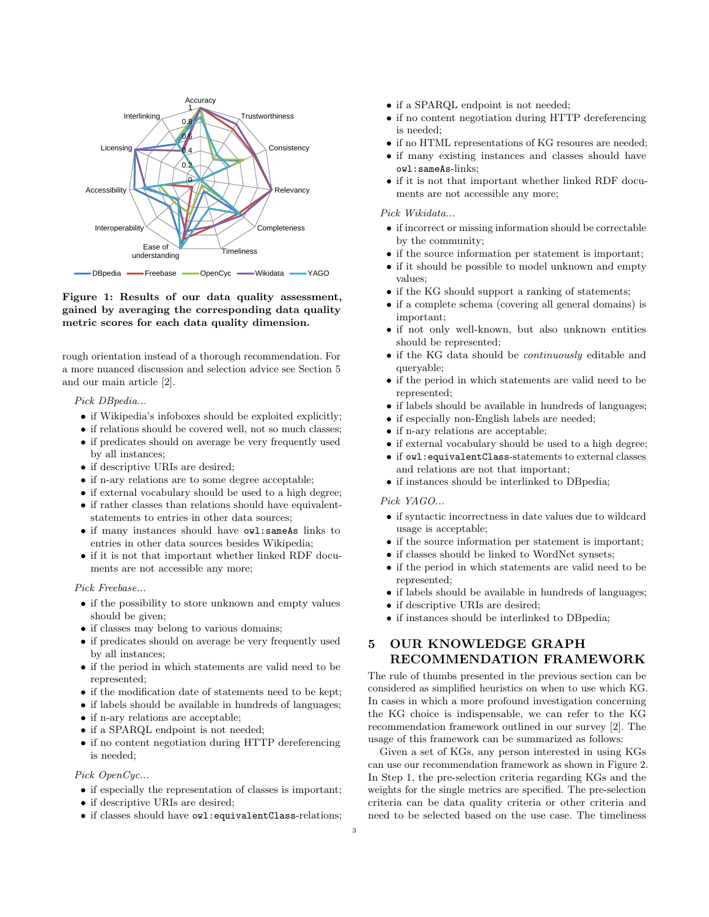**Figure 1: Results of our data quality assessment, gained by averaging the corresponding data quality metric scores for each data quality dimension.**

rough orientation instead of a thorough recommendation. For a more nuanced discussion and selection advice see Section 5 and our main article [2].

*Pick DBpedia...*

- if Wikipedia's infoboxes should be exploited explicitly;
- if relations should be covered well, not so much classes;
- if predicates should on average be very frequently used by all instances;
- if descriptive URIs are desired;
- if n-ary relations are to some degree acceptable;
- if external vocabulary should be used to a high degree;
- if rather classes than relations should have equivalent-statements to entries in other data sources;
- if many instances should have `owl:sameAs` links to entries in other data sources besides Wikipedia;
- if it is not that important whether linked RDF documents are not accessible any more;

*Pick Freebase...*

- if the possibility to store unknown and empty values should be given;
- if classes may belong to various domains;
- if predicates should on average be very frequently used by all instances;
- if the period in which statements are valid need to be represented;
- if the modification date of statements need to be kept;
- if labels should be available in hundreds of languages;
- if n-ary relations are acceptable;
- if a SPARQL endpoint is not needed;
- if no content negotiation during HTTP dereferencing is needed;

*Pick OpenCyc...*

- if especially the representation of classes is important;
- if descriptive URIs are desired;
- if classes should have `owl:equivalentClass`-relations;
- if a SPARQL endpoint is not needed;
- if no content negotiation during HTTP dereferencing is needed;
- if no HTML representations of KG resoures are needed;
- if many existing instances and classes should have `owl:sameAs`-links;
- if it is not that important whether linked RDF documents are not accessible any more;

*Pick Wikidata...*

- if incorrect or missing information should be correctable by the community;
- if the source information per statement is important;
- if it should be possible to model unknown and empty values;
- if the KG should support a ranking of statements;
- if a complete schema (covering all general domains) is important;
- if not only well-known, but also unknown entities should be represented;
- if the KG data should be *continuously* editable and queryable;
- if the period in which statements are valid need to be represented;
- if labels should be available in hundreds of languages;
- if especially non-English labels are needed;
- if n-ary relations are acceptable;
- if external vocabulary should be used to a high degree;
- if `owl:equivalentClass`-statements to external classes and relations are not that important;
- if instances should be interlinked to DBpedia;

*Pick YAGO...*

- if syntactic incorrectness in date values due to wildcard usage is acceptable;
- if the source information per statement is important;
- if classes should be linked to WordNet synsets;
- if the period in which statements are valid need to be represented;
- if labels should be available in hundreds of languages;
- if descriptive URIs are desired;
- if instances should be interlinked to DBpedia;

## 5 OUR KNOWLEDGE GRAPH RECOMMENDATION FRAMEWORK

The rule of thumbs presented in the previous section can be considered as simplified heuristics on when to use which KG. In cases in which a more profound investigation concerning the KG choice is indispensable, we can refer to the KG recommendation framework outlined in our survey [2]. The usage of this framework can be summarized as follows:

Given a set of KGs, any person interested in using KGs can use our recommendation framework as shown in Figure 2. In Step 1, the pre-selection criteria regarding KGs and the weights for the single metrics are specified. The pre-selection criteria can be data quality criteria or other criteria and need to be selected based on the use case. The timeliness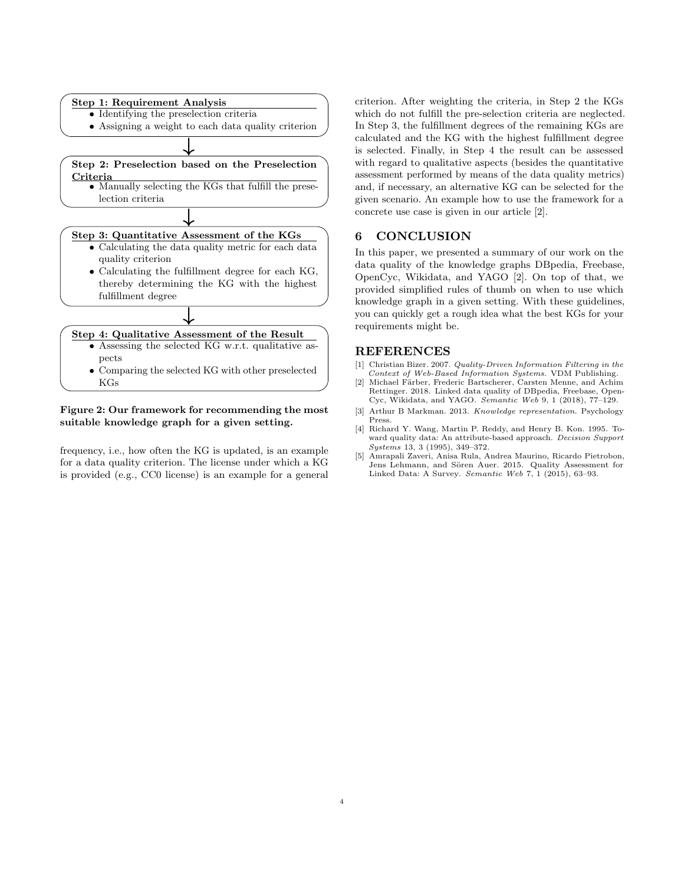**Step 1: Requirement Analysis**
- Identifying the preselection criteria
- Assigning a weight to each data quality criterion

↓

**Step 2: Preselection based on the Preselection Criteria**
- Manually selecting the KGs that fulfill the preselection criteria

↓

**Step 3: Quantitative Assessment of the KGs**
- Calculating the data quality metric for each data quality criterion
- Calculating the fulfillment degree for each KG, thereby determining the KG with the highest fulfillment degree

↓

**Step 4: Qualitative Assessment of the Result**
- Assessing the selected KG w.r.t. qualitative aspects
- Comparing the selected KG with other preselected KGs

**Figure 2: Our framework for recommending the most suitable knowledge graph for a given setting.**

frequency, i.e., how often the KG is updated, is an example for a data quality criterion. The license under which a KG is provided (e.g., CC0 license) is an example for a general criterion. After weighting the criteria, in Step 2 the KGs which do not fulfill the pre-selection criteria are neglected. In Step 3, the fulfillment degrees of the remaining KGs are calculated and the KG with the highest fulfillment degree is selected. Finally, in Step 4 the result can be assessed with regard to qualitative aspects (besides the quantitative assessment performed by means of the data quality metrics) and, if necessary, an alternative KG can be selected for the given scenario. An example how to use the framework for a concrete use case is given in our article [2].

## 6 CONCLUSION

In this paper, we presented a summary of our work on the data quality of the knowledge graphs DBpedia, Freebase, OpenCyc, Wikidata, and YAGO [2]. On top of that, we provided simplified rules of thumb on when to use which knowledge graph in a given setting. With these guidelines, you can quickly get a rough idea what the best KGs for your requirements might be.

## REFERENCES

[1] Christian Bizer. 2007. *Quality-Driven Information Filtering in the Context of Web-Based Information Systems*. VDM Publishing.

[2] Michael Färber, Frederic Bartscherer, Carsten Menne, and Achim Rettinger. 2018. Linked data quality of DBpedia, Freebase, OpenCyc, Wikidata, and YAGO. *Semantic Web* 9, 1 (2018), 77–129.

[3] Arthur B Markman. 2013. *Knowledge representation*. Psychology Press.

[4] Richard Y. Wang, Martin P. Reddy, and Henry B. Kon. 1995. Toward quality data: An attribute-based approach. *Decision Support Systems* 13, 3 (1995), 349–372.

[5] Amrapali Zaveri, Anisa Rula, Andrea Maurino, Ricardo Pietrobon, Jens Lehmann, and Sören Auer. 2015. Quality Assessment for Linked Data: A Survey. *Semantic Web* 7, 1 (2015), 63–93.